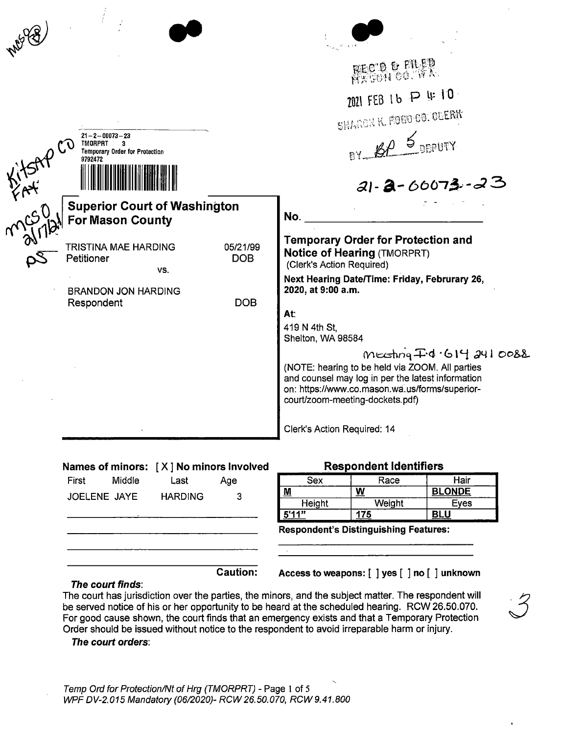MCSO (8)

REC'D & FILED
MASON CO. WA

2021 FEB 16 P 4:10

SHARON K. FOGO CO. CLERK

BY BP 5 DEPUTY

21-2-00073-23
TMORPRT 3
Temporary Order for Protection
9792472

Kitsap CO
FAX

MCSO
2/17/21
PS

21-2-00073-23

| **Superior Court of Washington For Mason County** | |
|---|---|
| TRISTINA MAE HARDING<br>Petitioner | 05/21/99<br>DOB |
| vs. | |
| BRANDON JON HARDING<br>Respondent | DOB |

No. ______________________

## Temporary Order for Protection and Notice of Hearing (TMORPRT)

(Clerk's Action Required)

**Next Hearing Date/Time: Friday, Februrary 26, 2020, at 9:00 a.m.**

**At:**

419 N 4th St,
Shelton, WA 98584

Meeting I.d. 614 241 0088

(NOTE: hearing to be held via ZOOM. All parties and counsel may log in per the latest information on: https://www.co.mason.wa.us/forms/superior-court/zoom-meeting-dockets.pdf)

Clerk's Action Required: 14

**Names of minors:** [ X ] **No minors Involved**

| First | Middle | Last | Age |
|---|---|---|---|
| JOELENE | JAYE | HARDING | 3 |

**Respondent Identifiers**

| Sex | Race | Hair |
|---|---|---|
| M | W | BLONDE |
| **Height** | **Weight** | **Eyes** |
| 5'11" | 175 | BLU |

**Respondent's Distinguishing Features:**

**Caution:** **Access to weapons:** [ ] yes [ ] no [ ] unknown

***The court finds:***

The court has jurisdiction over the parties, the minors, and the subject matter. The respondent will be served notice of his or her opportunity to be heard at the scheduled hearing. RCW 26.50.070. For good cause shown, the court finds that an emergency exists and that a Temporary Protection Order should be issued without notice to the respondent to avoid irreparable harm or injury.

3

***The court orders:***

*Temp Ord for Protection/Nt of Hrg (TMORPRT)* - Page 1 of 5
*WPF DV-2.015 Mandatory (06/2020)- RCW 26.50.070, RCW 9.41.800*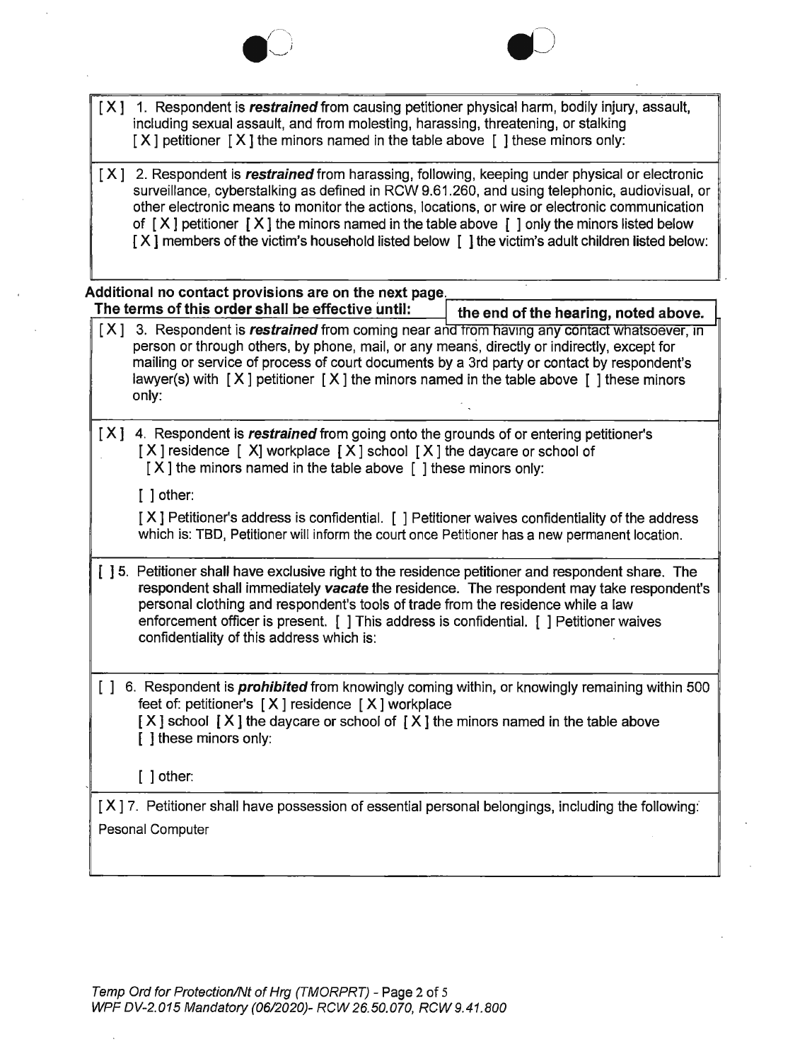[X] 1. Respondent is ***restrained*** from causing petitioner physical harm, bodily injury, assault, including sexual assault, and from molesting, harassing, threatening, or stalking [X] petitioner [X] the minors named in the table above [ ] these minors only:

[X] 2. Respondent is ***restrained*** from harassing, following, keeping under physical or electronic surveillance, cyberstalking as defined in RCW 9.61.260, and using telephonic, audiovisual, or other electronic means to monitor the actions, locations, or wire or electronic communication of [X] petitioner [X] the minors named in the table above [ ] only the minors listed below [X] members of the victim's household listed below [ ] the victim's adult children listed below:

**Additional no contact provisions are on the next page.**

**The terms of this order shall be effective until:** **the end of the hearing, noted above.**

[X] 3. Respondent is ***restrained*** from coming near and from having any contact whatsoever, in person or through others, by phone, mail, or any means, directly or indirectly, except for mailing or service of process of court documents by a 3rd party or contact by respondent's lawyer(s) with [X] petitioner [X] the minors named in the table above [ ] these minors only:

[X] 4. Respondent is ***restrained*** from going onto the grounds of or entering petitioner's [X] residence [X] workplace [X] school [X] the daycare or school of [X] the minors named in the table above [ ] these minors only:

[ ] other:

[X] Petitioner's address is confidential. [ ] Petitioner waives confidentiality of the address which is: TBD, Petitioner will inform the court once Petitioner has a new permanent location.

[ ] 5. Petitioner shall have exclusive right to the residence petitioner and respondent share. The respondent shall immediately ***vacate*** the residence. The respondent may take respondent's personal clothing and respondent's tools of trade from the residence while a law enforcement officer is present. [ ] This address is confidential. [ ] Petitioner waives confidentiality of this address which is:

[ ] 6. Respondent is ***prohibited*** from knowingly coming within, or knowingly remaining within 500 feet of: petitioner's [X] residence [X] workplace [X] school [X] the daycare or school of [X] the minors named in the table above [ ] these minors only:

[ ] other:

[X] 7. Petitioner shall have possession of essential personal belongings, including the following:

Pesonal Computer

*Temp Ord for Protection/Nt of Hrg (TMORPRT)* - Page 2 of 5
*WPF DV-2.015 Mandatory (06/2020)- RCW 26.50.070, RCW 9.41.800*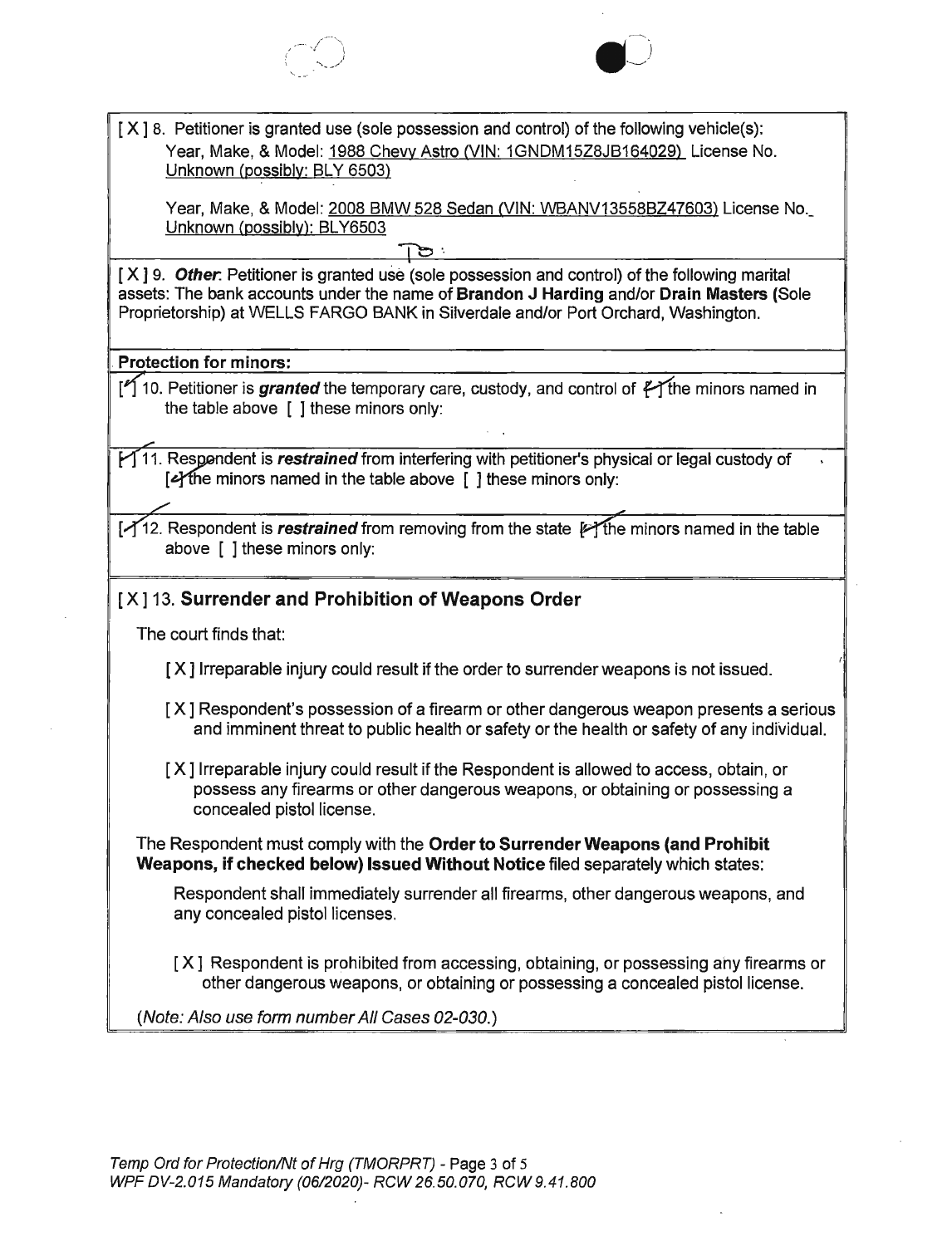[ X ] 8. Petitioner is granted use (sole possession and control) of the following vehicle(s):

Year, Make, & Model: 1988 Chevy Astro (VIN: 1GNDM15Z8JB164029) License No. Unknown (possibly: BLY 6503)

Year, Make, & Model: 2008 BMW 528 Sedan (VIN: WBANV13558BZ47603) License No. Unknown (possibly): BLY6503

TD

[ X ] 9. ***Other***: Petitioner is granted use (sole possession and control) of the following marital assets: The bank accounts under the name of **Brandon J Harding** and/or **Drain Masters** (Sole Proprietorship) at WELLS FARGO BANK in Silverdale and/or Port Orchard, Washington.

**Protection for minors:**

[✓] 10. Petitioner is ***granted*** the temporary care, custody, and control of [✓] the minors named in the table above [ ] these minors only:

[✓] 11. Respondent is ***restrained*** from interfering with petitioner's physical or legal custody of [✓] the minors named in the table above [ ] these minors only:

[✓] 12. Respondent is ***restrained*** from removing from the state [✓] the minors named in the table above [ ] these minors only:

## [ X ] 13. Surrender and Prohibition of Weapons Order

The court finds that:

[ X ] Irreparable injury could result if the order to surrender weapons is not issued.

[ X ] Respondent's possession of a firearm or other dangerous weapon presents a serious and imminent threat to public health or safety or the health or safety of any individual.

[ X ] Irreparable injury could result if the Respondent is allowed to access, obtain, or possess any firearms or other dangerous weapons, or obtaining or possessing a concealed pistol license.

The Respondent must comply with the **Order to Surrender Weapons (and Prohibit Weapons, if checked below) Issued Without Notice** filed separately which states:

Respondent shall immediately surrender all firearms, other dangerous weapons, and any concealed pistol licenses.

[ X ] Respondent is prohibited from accessing, obtaining, or possessing any firearms or other dangerous weapons, or obtaining or possessing a concealed pistol license.

(*Note: Also use form number All Cases 02-030.*)

*Temp Ord for Protection/Nt of Hrg (TMORPRT) - Page 3 of 5*
*WPF DV-2.015 Mandatory (06/2020)- RCW 26.50.070, RCW 9.41.800*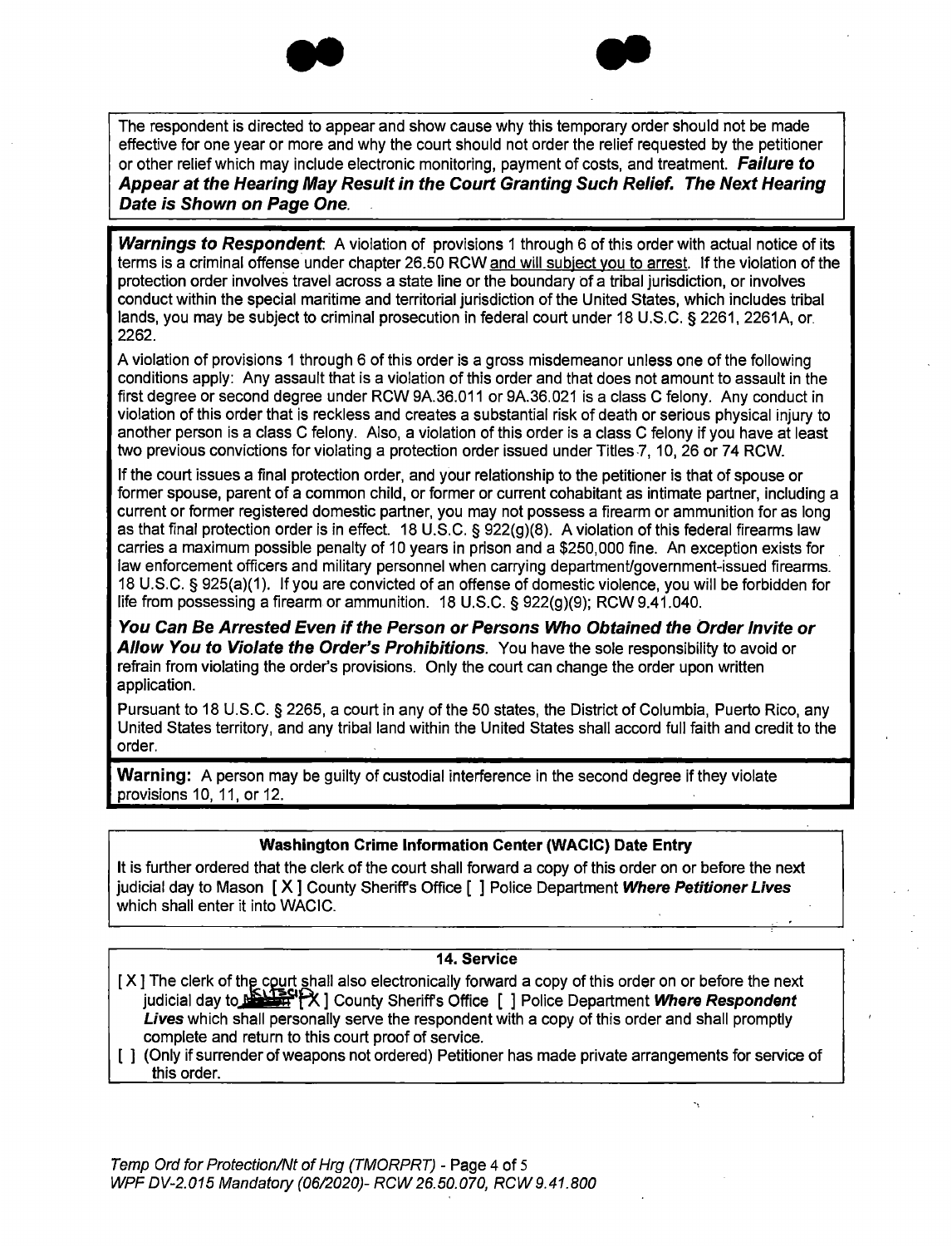The respondent is directed to appear and show cause why this temporary order should not be made effective for one year or more and why the court should not order the relief requested by the petitioner or other relief which may include electronic monitoring, payment of costs, and treatment. ***Failure to Appear at the Hearing May Result in the Court Granting Such Relief. The Next Hearing Date is Shown on Page One.***

***Warnings to Respondent***: A violation of provisions 1 through 6 of this order with actual notice of its terms is a criminal offense under chapter 26.50 RCW and will subject you to arrest. If the violation of the protection order involves travel across a state line or the boundary of a tribal jurisdiction, or involves conduct within the special maritime and territorial jurisdiction of the United States, which includes tribal lands, you may be subject to criminal prosecution in federal court under 18 U.S.C. § 2261, 2261A, or 2262.

A violation of provisions 1 through 6 of this order is a gross misdemeanor unless one of the following conditions apply: Any assault that is a violation of this order and that does not amount to assault in the first degree or second degree under RCW 9A.36.011 or 9A.36.021 is a class C felony. Any conduct in violation of this order that is reckless and creates a substantial risk of death or serious physical injury to another person is a class C felony. Also, a violation of this order is a class C felony if you have at least two previous convictions for violating a protection order issued under Titles 7, 10, 26 or 74 RCW.

If the court issues a final protection order, and your relationship to the petitioner is that of spouse or former spouse, parent of a common child, or former or current cohabitant as intimate partner, including a current or former registered domestic partner, you may not possess a firearm or ammunition for as long as that final protection order is in effect. 18 U.S.C. § 922(g)(8). A violation of this federal firearms law carries a maximum possible penalty of 10 years in prison and a $250,000 fine. An exception exists for law enforcement officers and military personnel when carrying department/government-issued firearms. 18 U.S.C. § 925(a)(1). If you are convicted of an offense of domestic violence, you will be forbidden for life from possessing a firearm or ammunition. 18 U.S.C. § 922(g)(9); RCW 9.41.040.

***You Can Be Arrested Even if the Person or Persons Who Obtained the Order Invite or Allow You to Violate the Order's Prohibitions.*** You have the sole responsibility to avoid or refrain from violating the order's provisions. Only the court can change the order upon written application.

Pursuant to 18 U.S.C. § 2265, a court in any of the 50 states, the District of Columbia, Puerto Rico, any United States territory, and any tribal land within the United States shall accord full faith and credit to the order.

**Warning:** A person may be guilty of custodial interference in the second degree if they violate provisions 10, 11, or 12.

**Washington Crime Information Center (WACIC) Date Entry**

It is further ordered that the clerk of the court shall forward a copy of this order on or before the next judicial day to Mason [ X ] County Sheriff's Office [ ] Police Department ***Where Petitioner Lives*** which shall enter it into WACIC.

**14. Service**

[ X ] The clerk of the court shall also electronically forward a copy of this order on or before the next judicial day to Kitsap [X ] County Sheriff's Office [ ] Police Department ***Where Respondent Lives*** which shall personally serve the respondent with a copy of this order and shall promptly complete and return to this court proof of service.

[ ] (Only if surrender of weapons not ordered) Petitioner has made private arrangements for service of this order.

*Temp Ord for Protection/Nt of Hrg (TMORPRT) - Page 4 of 5*
*WPF DV-2.015 Mandatory (06/2020)- RCW 26.50.070, RCW 9.41.800*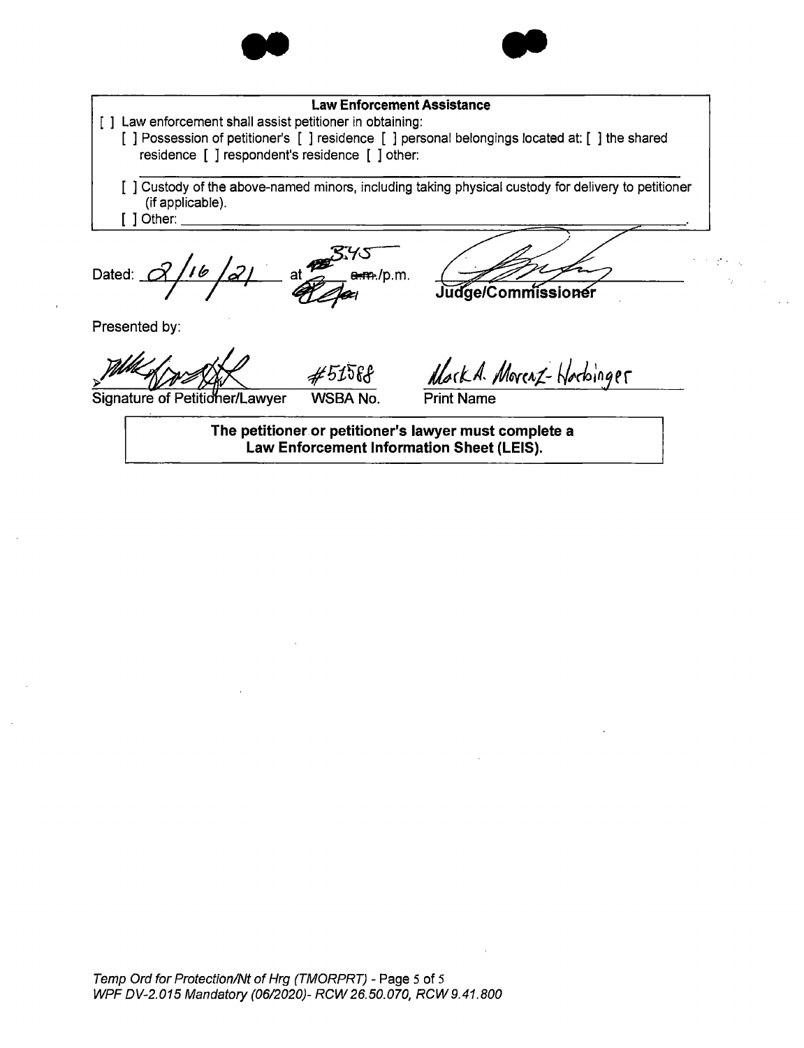**Law Enforcement Assistance**

[ ] Law enforcement shall assist petitioner in obtaining:

- [ ] Possession of petitioner's [ ] residence [ ] personal belongings located at: [ ] the shared residence [ ] respondent's residence [ ] other: \_\_\_\_\_\_\_\_\_\_\_\_\_\_\_\_\_\_\_\_\_\_\_\_\_\_\_\_\_\_\_\_\_\_\_\_\_\_\_\_
- [ ] Custody of the above-named minors, including taking physical custody for delivery to petitioner (if applicable).
- [ ] Other: \_\_\_\_\_\_\_\_\_\_\_\_\_\_\_\_\_\_\_\_\_\_\_\_\_\_\_\_\_\_\_\_\_\_\_\_\_\_\_\_.

Dated: 2/16/21 at 3:45 ~~a.m.~~/p.m. \_\_\_\_\_\_\_\_\_\_\_\_\_\_\_\_\_\_\_\_
Judge/Commissioner

Presented by:

\_\_\_\_\_\_\_\_\_\_\_\_\_\_\_\_\_\_\_\_ #51588 Mark A. Morenz-Harbinger
Signature of Petitioner/Lawyer WSBA No. Print Name

**The petitioner or petitioner's lawyer must complete a Law Enforcement Information Sheet (LEIS).**

*Temp Ord for Protection/Nt of Hrg (TMORPRT) - Page 5 of 5*
*WPF DV-2.015 Mandatory (06/2020)- RCW 26.50.070, RCW 9.41.800*